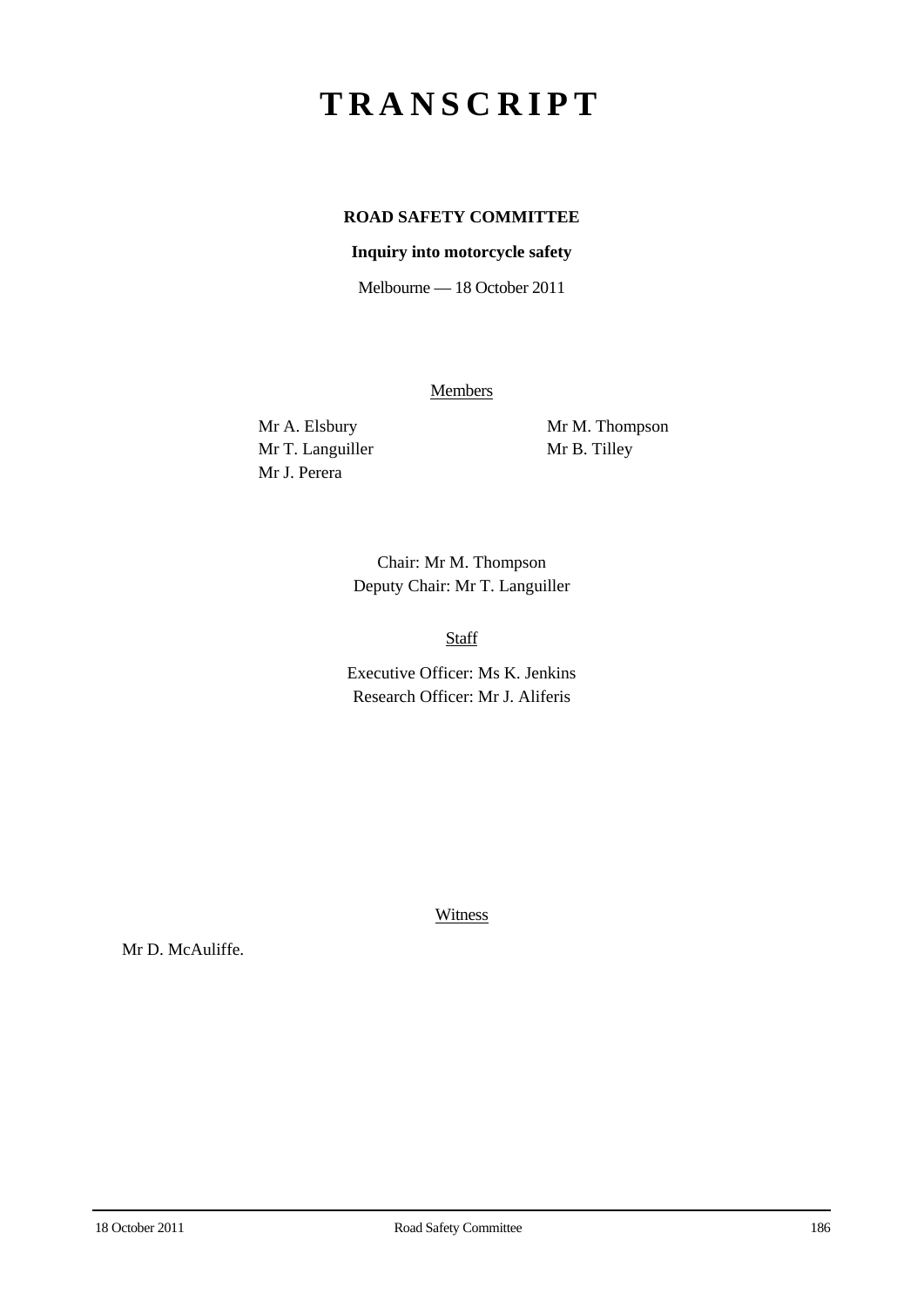# TRANSCRIPT

**ROAD SAFETY COMMITTEE**

**Inquiry into motorcycle safety**

Melbourne — 18 October 2011

Members

Mr A. Elsbury
Mr T. Languiller
Mr J. Perera
Mr M. Thompson
Mr B. Tilley

Chair: Mr M. Thompson
Deputy Chair: Mr T. Languiller

Staff

Executive Officer: Ms K. Jenkins
Research Officer: Mr J. Aliferis

Witness

Mr D. McAuliffe.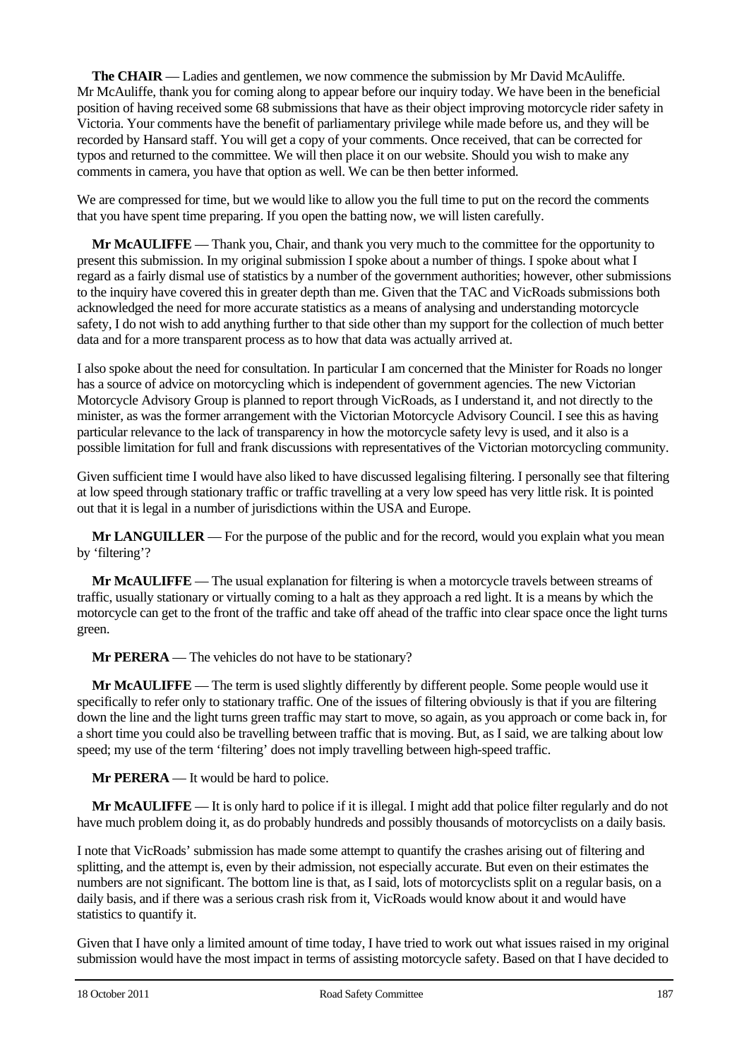**The CHAIR** — Ladies and gentlemen, we now commence the submission by Mr David McAuliffe. Mr McAuliffe, thank you for coming along to appear before our inquiry today. We have been in the beneficial position of having received some 68 submissions that have as their object improving motorcycle rider safety in Victoria. Your comments have the benefit of parliamentary privilege while made before us, and they will be recorded by Hansard staff. You will get a copy of your comments. Once received, that can be corrected for typos and returned to the committee. We will then place it on our website. Should you wish to make any comments in camera, you have that option as well. We can be then better informed.

We are compressed for time, but we would like to allow you the full time to put on the record the comments that you have spent time preparing. If you open the batting now, we will listen carefully.

**Mr McAULIFFE** — Thank you, Chair, and thank you very much to the committee for the opportunity to present this submission. In my original submission I spoke about a number of things. I spoke about what I regard as a fairly dismal use of statistics by a number of the government authorities; however, other submissions to the inquiry have covered this in greater depth than me. Given that the TAC and VicRoads submissions both acknowledged the need for more accurate statistics as a means of analysing and understanding motorcycle safety, I do not wish to add anything further to that side other than my support for the collection of much better data and for a more transparent process as to how that data was actually arrived at.

I also spoke about the need for consultation. In particular I am concerned that the Minister for Roads no longer has a source of advice on motorcycling which is independent of government agencies. The new Victorian Motorcycle Advisory Group is planned to report through VicRoads, as I understand it, and not directly to the minister, as was the former arrangement with the Victorian Motorcycle Advisory Council. I see this as having particular relevance to the lack of transparency in how the motorcycle safety levy is used, and it also is a possible limitation for full and frank discussions with representatives of the Victorian motorcycling community.

Given sufficient time I would have also liked to have discussed legalising filtering. I personally see that filtering at low speed through stationary traffic or traffic travelling at a very low speed has very little risk. It is pointed out that it is legal in a number of jurisdictions within the USA and Europe.

**Mr LANGUILLER** — For the purpose of the public and for the record, would you explain what you mean by 'filtering'?

**Mr McAULIFFE** — The usual explanation for filtering is when a motorcycle travels between streams of traffic, usually stationary or virtually coming to a halt as they approach a red light. It is a means by which the motorcycle can get to the front of the traffic and take off ahead of the traffic into clear space once the light turns green.

**Mr PERERA** — The vehicles do not have to be stationary?

**Mr McAULIFFE** — The term is used slightly differently by different people. Some people would use it specifically to refer only to stationary traffic. One of the issues of filtering obviously is that if you are filtering down the line and the light turns green traffic may start to move, so again, as you approach or come back in, for a short time you could also be travelling between traffic that is moving. But, as I said, we are talking about low speed; my use of the term 'filtering' does not imply travelling between high-speed traffic.

**Mr PERERA** — It would be hard to police.

**Mr McAULIFFE** — It is only hard to police if it is illegal. I might add that police filter regularly and do not have much problem doing it, as do probably hundreds and possibly thousands of motorcyclists on a daily basis.

I note that VicRoads' submission has made some attempt to quantify the crashes arising out of filtering and splitting, and the attempt is, even by their admission, not especially accurate. But even on their estimates the numbers are not significant. The bottom line is that, as I said, lots of motorcyclists split on a regular basis, on a daily basis, and if there was a serious crash risk from it, VicRoads would know about it and would have statistics to quantify it.

Given that I have only a limited amount of time today, I have tried to work out what issues raised in my original submission would have the most impact in terms of assisting motorcycle safety. Based on that I have decided to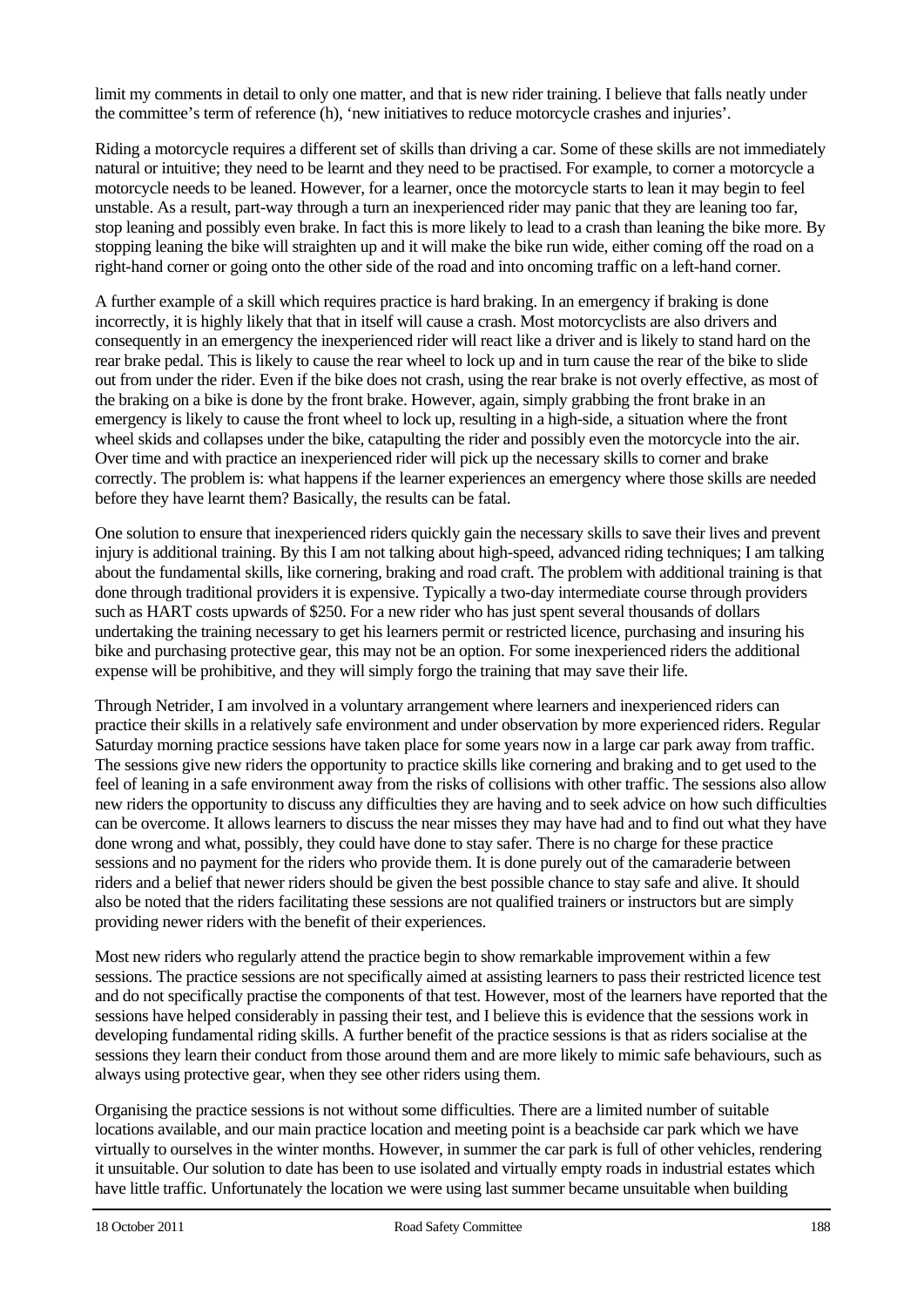limit my comments in detail to only one matter, and that is new rider training. I believe that falls neatly under the committee's term of reference (h), 'new initiatives to reduce motorcycle crashes and injuries'.

Riding a motorcycle requires a different set of skills than driving a car. Some of these skills are not immediately natural or intuitive; they need to be learnt and they need to be practised. For example, to corner a motorcycle a motorcycle needs to be leaned. However, for a learner, once the motorcycle starts to lean it may begin to feel unstable. As a result, part-way through a turn an inexperienced rider may panic that they are leaning too far, stop leaning and possibly even brake. In fact this is more likely to lead to a crash than leaning the bike more. By stopping leaning the bike will straighten up and it will make the bike run wide, either coming off the road on a right-hand corner or going onto the other side of the road and into oncoming traffic on a left-hand corner.

A further example of a skill which requires practice is hard braking. In an emergency if braking is done incorrectly, it is highly likely that that in itself will cause a crash. Most motorcyclists are also drivers and consequently in an emergency the inexperienced rider will react like a driver and is likely to stand hard on the rear brake pedal. This is likely to cause the rear wheel to lock up and in turn cause the rear of the bike to slide out from under the rider. Even if the bike does not crash, using the rear brake is not overly effective, as most of the braking on a bike is done by the front brake. However, again, simply grabbing the front brake in an emergency is likely to cause the front wheel to lock up, resulting in a high-side, a situation where the front wheel skids and collapses under the bike, catapulting the rider and possibly even the motorcycle into the air. Over time and with practice an inexperienced rider will pick up the necessary skills to corner and brake correctly. The problem is: what happens if the learner experiences an emergency where those skills are needed before they have learnt them? Basically, the results can be fatal.

One solution to ensure that inexperienced riders quickly gain the necessary skills to save their lives and prevent injury is additional training. By this I am not talking about high-speed, advanced riding techniques; I am talking about the fundamental skills, like cornering, braking and road craft. The problem with additional training is that done through traditional providers it is expensive. Typically a two-day intermediate course through providers such as HART costs upwards of $250. For a new rider who has just spent several thousands of dollars undertaking the training necessary to get his learners permit or restricted licence, purchasing and insuring his bike and purchasing protective gear, this may not be an option. For some inexperienced riders the additional expense will be prohibitive, and they will simply forgo the training that may save their life.

Through Netrider, I am involved in a voluntary arrangement where learners and inexperienced riders can practice their skills in a relatively safe environment and under observation by more experienced riders. Regular Saturday morning practice sessions have taken place for some years now in a large car park away from traffic. The sessions give new riders the opportunity to practice skills like cornering and braking and to get used to the feel of leaning in a safe environment away from the risks of collisions with other traffic. The sessions also allow new riders the opportunity to discuss any difficulties they are having and to seek advice on how such difficulties can be overcome. It allows learners to discuss the near misses they may have had and to find out what they have done wrong and what, possibly, they could have done to stay safer. There is no charge for these practice sessions and no payment for the riders who provide them. It is done purely out of the camaraderie between riders and a belief that newer riders should be given the best possible chance to stay safe and alive. It should also be noted that the riders facilitating these sessions are not qualified trainers or instructors but are simply providing newer riders with the benefit of their experiences.

Most new riders who regularly attend the practice begin to show remarkable improvement within a few sessions. The practice sessions are not specifically aimed at assisting learners to pass their restricted licence test and do not specifically practise the components of that test. However, most of the learners have reported that the sessions have helped considerably in passing their test, and I believe this is evidence that the sessions work in developing fundamental riding skills. A further benefit of the practice sessions is that as riders socialise at the sessions they learn their conduct from those around them and are more likely to mimic safe behaviours, such as always using protective gear, when they see other riders using them.

Organising the practice sessions is not without some difficulties. There are a limited number of suitable locations available, and our main practice location and meeting point is a beachside car park which we have virtually to ourselves in the winter months. However, in summer the car park is full of other vehicles, rendering it unsuitable. Our solution to date has been to use isolated and virtually empty roads in industrial estates which have little traffic. Unfortunately the location we were using last summer became unsuitable when building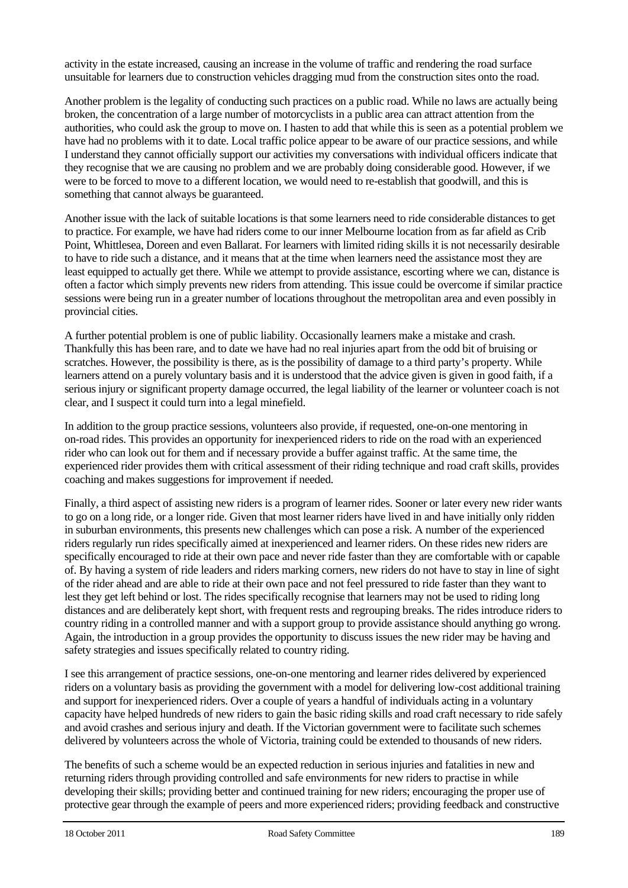activity in the estate increased, causing an increase in the volume of traffic and rendering the road surface unsuitable for learners due to construction vehicles dragging mud from the construction sites onto the road.

Another problem is the legality of conducting such practices on a public road. While no laws are actually being broken, the concentration of a large number of motorcyclists in a public area can attract attention from the authorities, who could ask the group to move on. I hasten to add that while this is seen as a potential problem we have had no problems with it to date. Local traffic police appear to be aware of our practice sessions, and while I understand they cannot officially support our activities my conversations with individual officers indicate that they recognise that we are causing no problem and we are probably doing considerable good. However, if we were to be forced to move to a different location, we would need to re-establish that goodwill, and this is something that cannot always be guaranteed.

Another issue with the lack of suitable locations is that some learners need to ride considerable distances to get to practice. For example, we have had riders come to our inner Melbourne location from as far afield as Crib Point, Whittlesea, Doreen and even Ballarat. For learners with limited riding skills it is not necessarily desirable to have to ride such a distance, and it means that at the time when learners need the assistance most they are least equipped to actually get there. While we attempt to provide assistance, escorting where we can, distance is often a factor which simply prevents new riders from attending. This issue could be overcome if similar practice sessions were being run in a greater number of locations throughout the metropolitan area and even possibly in provincial cities.

A further potential problem is one of public liability. Occasionally learners make a mistake and crash. Thankfully this has been rare, and to date we have had no real injuries apart from the odd bit of bruising or scratches. However, the possibility is there, as is the possibility of damage to a third party's property. While learners attend on a purely voluntary basis and it is understood that the advice given is given in good faith, if a serious injury or significant property damage occurred, the legal liability of the learner or volunteer coach is not clear, and I suspect it could turn into a legal minefield.

In addition to the group practice sessions, volunteers also provide, if requested, one-on-one mentoring in on-road rides. This provides an opportunity for inexperienced riders to ride on the road with an experienced rider who can look out for them and if necessary provide a buffer against traffic. At the same time, the experienced rider provides them with critical assessment of their riding technique and road craft skills, provides coaching and makes suggestions for improvement if needed.

Finally, a third aspect of assisting new riders is a program of learner rides. Sooner or later every new rider wants to go on a long ride, or a longer ride. Given that most learner riders have lived in and have initially only ridden in suburban environments, this presents new challenges which can pose a risk. A number of the experienced riders regularly run rides specifically aimed at inexperienced and learner riders. On these rides new riders are specifically encouraged to ride at their own pace and never ride faster than they are comfortable with or capable of. By having a system of ride leaders and riders marking corners, new riders do not have to stay in line of sight of the rider ahead and are able to ride at their own pace and not feel pressured to ride faster than they want to lest they get left behind or lost. The rides specifically recognise that learners may not be used to riding long distances and are deliberately kept short, with frequent rests and regrouping breaks. The rides introduce riders to country riding in a controlled manner and with a support group to provide assistance should anything go wrong. Again, the introduction in a group provides the opportunity to discuss issues the new rider may be having and safety strategies and issues specifically related to country riding.

I see this arrangement of practice sessions, one-on-one mentoring and learner rides delivered by experienced riders on a voluntary basis as providing the government with a model for delivering low-cost additional training and support for inexperienced riders. Over a couple of years a handful of individuals acting in a voluntary capacity have helped hundreds of new riders to gain the basic riding skills and road craft necessary to ride safely and avoid crashes and serious injury and death. If the Victorian government were to facilitate such schemes delivered by volunteers across the whole of Victoria, training could be extended to thousands of new riders.

The benefits of such a scheme would be an expected reduction in serious injuries and fatalities in new and returning riders through providing controlled and safe environments for new riders to practise in while developing their skills; providing better and continued training for new riders; encouraging the proper use of protective gear through the example of peers and more experienced riders; providing feedback and constructive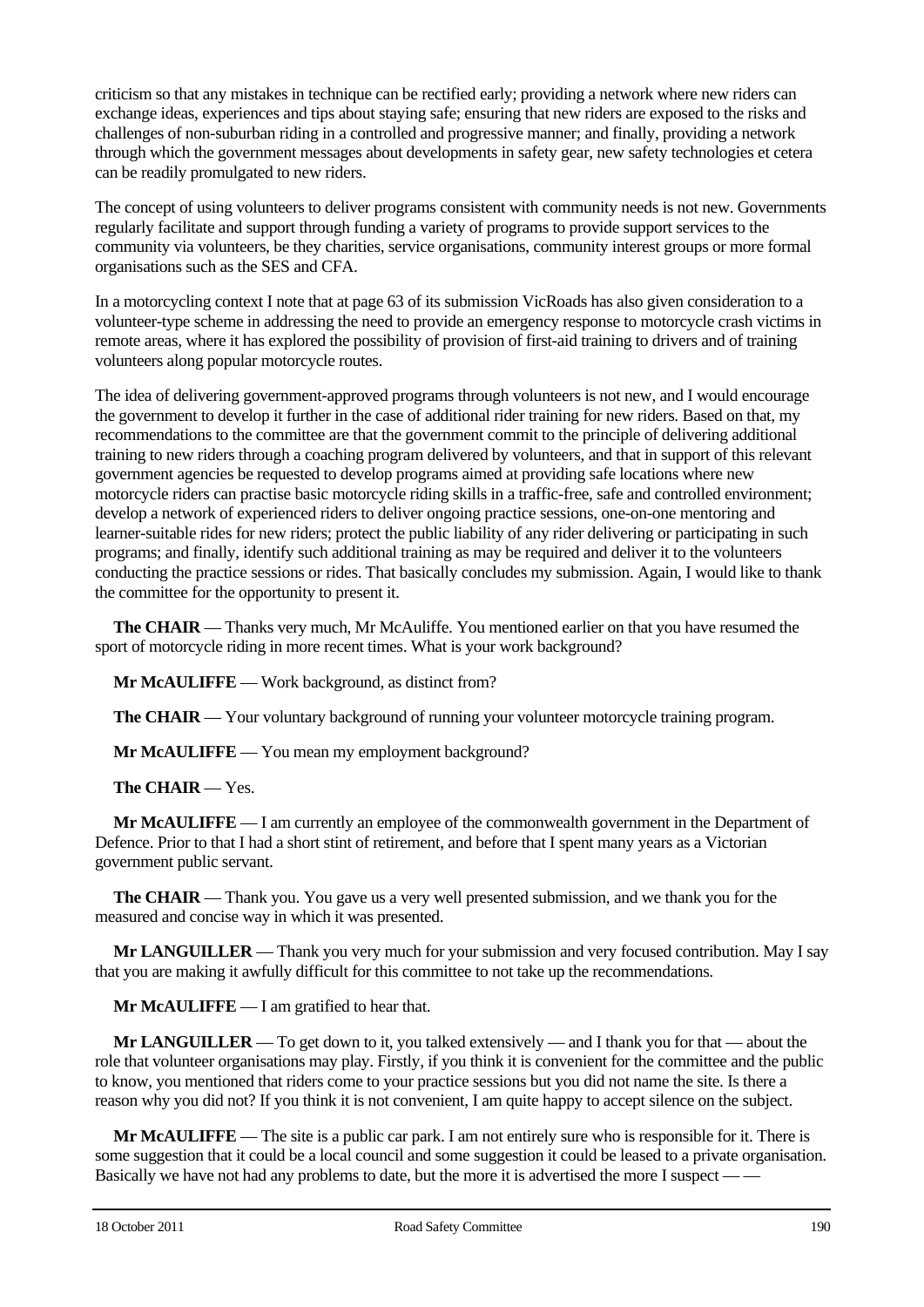criticism so that any mistakes in technique can be rectified early; providing a network where new riders can exchange ideas, experiences and tips about staying safe; ensuring that new riders are exposed to the risks and challenges of non-suburban riding in a controlled and progressive manner; and finally, providing a network through which the government messages about developments in safety gear, new safety technologies et cetera can be readily promulgated to new riders.

The concept of using volunteers to deliver programs consistent with community needs is not new. Governments regularly facilitate and support through funding a variety of programs to provide support services to the community via volunteers, be they charities, service organisations, community interest groups or more formal organisations such as the SES and CFA.

In a motorcycling context I note that at page 63 of its submission VicRoads has also given consideration to a volunteer-type scheme in addressing the need to provide an emergency response to motorcycle crash victims in remote areas, where it has explored the possibility of provision of first-aid training to drivers and of training volunteers along popular motorcycle routes.

The idea of delivering government-approved programs through volunteers is not new, and I would encourage the government to develop it further in the case of additional rider training for new riders. Based on that, my recommendations to the committee are that the government commit to the principle of delivering additional training to new riders through a coaching program delivered by volunteers, and that in support of this relevant government agencies be requested to develop programs aimed at providing safe locations where new motorcycle riders can practise basic motorcycle riding skills in a traffic-free, safe and controlled environment; develop a network of experienced riders to deliver ongoing practice sessions, one-on-one mentoring and learner-suitable rides for new riders; protect the public liability of any rider delivering or participating in such programs; and finally, identify such additional training as may be required and deliver it to the volunteers conducting the practice sessions or rides. That basically concludes my submission. Again, I would like to thank the committee for the opportunity to present it.

**The CHAIR** — Thanks very much, Mr McAuliffe. You mentioned earlier on that you have resumed the sport of motorcycle riding in more recent times. What is your work background?

**Mr McAULIFFE** — Work background, as distinct from?

**The CHAIR** — Your voluntary background of running your volunteer motorcycle training program.

**Mr McAULIFFE** — You mean my employment background?

**The CHAIR** — Yes.

**Mr McAULIFFE** — I am currently an employee of the commonwealth government in the Department of Defence. Prior to that I had a short stint of retirement, and before that I spent many years as a Victorian government public servant.

**The CHAIR** — Thank you. You gave us a very well presented submission, and we thank you for the measured and concise way in which it was presented.

**Mr LANGUILLER** — Thank you very much for your submission and very focused contribution. May I say that you are making it awfully difficult for this committee to not take up the recommendations.

**Mr McAULIFFE** — I am gratified to hear that.

**Mr LANGUILLER** — To get down to it, you talked extensively — and I thank you for that — about the role that volunteer organisations may play. Firstly, if you think it is convenient for the committee and the public to know, you mentioned that riders come to your practice sessions but you did not name the site. Is there a reason why you did not? If you think it is not convenient, I am quite happy to accept silence on the subject.

**Mr McAULIFFE** — The site is a public car park. I am not entirely sure who is responsible for it. There is some suggestion that it could be a local council and some suggestion it could be leased to a private organisation. Basically we have not had any problems to date, but the more it is advertised the more I suspect — —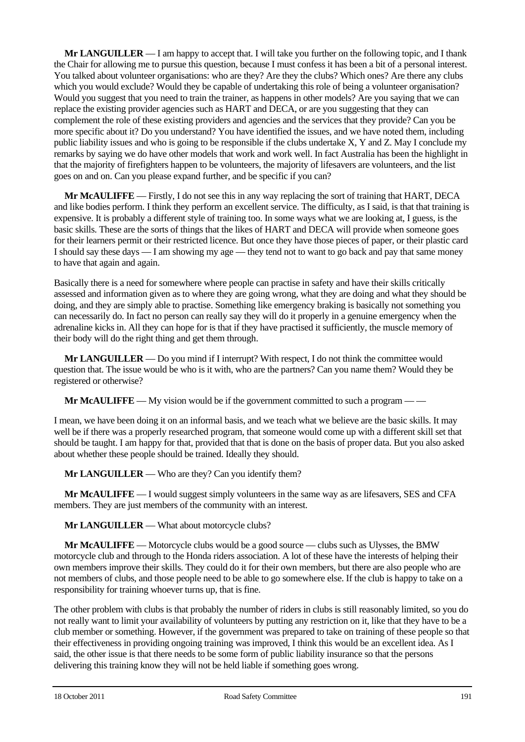**Mr LANGUILLER** — I am happy to accept that. I will take you further on the following topic, and I thank the Chair for allowing me to pursue this question, because I must confess it has been a bit of a personal interest. You talked about volunteer organisations: who are they? Are they the clubs? Which ones? Are there any clubs which you would exclude? Would they be capable of undertaking this role of being a volunteer organisation? Would you suggest that you need to train the trainer, as happens in other models? Are you saying that we can replace the existing provider agencies such as HART and DECA, or are you suggesting that they can complement the role of these existing providers and agencies and the services that they provide? Can you be more specific about it? Do you understand? You have identified the issues, and we have noted them, including public liability issues and who is going to be responsible if the clubs undertake X, Y and Z. May I conclude my remarks by saying we do have other models that work and work well. In fact Australia has been the highlight in that the majority of firefighters happen to be volunteers, the majority of lifesavers are volunteers, and the list goes on and on. Can you please expand further, and be specific if you can?

**Mr McAULIFFE** — Firstly, I do not see this in any way replacing the sort of training that HART, DECA and like bodies perform. I think they perform an excellent service. The difficulty, as I said, is that that training is expensive. It is probably a different style of training too. In some ways what we are looking at, I guess, is the basic skills. These are the sorts of things that the likes of HART and DECA will provide when someone goes for their learners permit or their restricted licence. But once they have those pieces of paper, or their plastic card I should say these days — I am showing my age — they tend not to want to go back and pay that same money to have that again and again.

Basically there is a need for somewhere where people can practise in safety and have their skills critically assessed and information given as to where they are going wrong, what they are doing and what they should be doing, and they are simply able to practise. Something like emergency braking is basically not something you can necessarily do. In fact no person can really say they will do it properly in a genuine emergency when the adrenaline kicks in. All they can hope for is that if they have practised it sufficiently, the muscle memory of their body will do the right thing and get them through.

**Mr LANGUILLER** — Do you mind if I interrupt? With respect, I do not think the committee would question that. The issue would be who is it with, who are the partners? Can you name them? Would they be registered or otherwise?

**Mr McAULIFFE** — My vision would be if the government committed to such a program — —

I mean, we have been doing it on an informal basis, and we teach what we believe are the basic skills. It may well be if there was a properly researched program, that someone would come up with a different skill set that should be taught. I am happy for that, provided that that is done on the basis of proper data. But you also asked about whether these people should be trained. Ideally they should.

**Mr LANGUILLER** — Who are they? Can you identify them?

**Mr McAULIFFE** — I would suggest simply volunteers in the same way as are lifesavers, SES and CFA members. They are just members of the community with an interest.

**Mr LANGUILLER** — What about motorcycle clubs?

**Mr McAULIFFE** — Motorcycle clubs would be a good source — clubs such as Ulysses, the BMW motorcycle club and through to the Honda riders association. A lot of these have the interests of helping their own members improve their skills. They could do it for their own members, but there are also people who are not members of clubs, and those people need to be able to go somewhere else. If the club is happy to take on a responsibility for training whoever turns up, that is fine.

The other problem with clubs is that probably the number of riders in clubs is still reasonably limited, so you do not really want to limit your availability of volunteers by putting any restriction on it, like that they have to be a club member or something. However, if the government was prepared to take on training of these people so that their effectiveness in providing ongoing training was improved, I think this would be an excellent idea. As I said, the other issue is that there needs to be some form of public liability insurance so that the persons delivering this training know they will not be held liable if something goes wrong.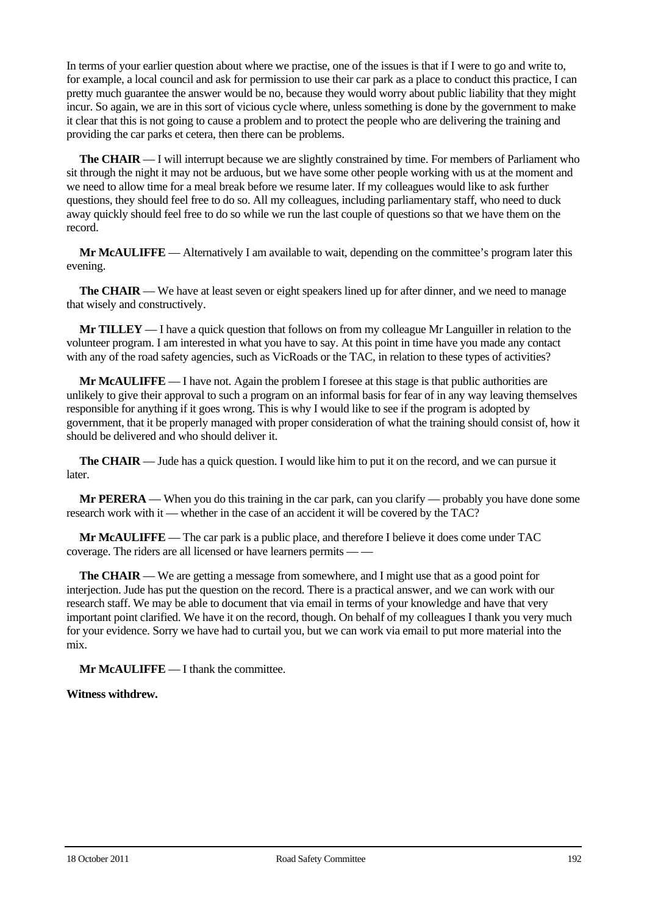In terms of your earlier question about where we practise, one of the issues is that if I were to go and write to, for example, a local council and ask for permission to use their car park as a place to conduct this practice, I can pretty much guarantee the answer would be no, because they would worry about public liability that they might incur. So again, we are in this sort of vicious cycle where, unless something is done by the government to make it clear that this is not going to cause a problem and to protect the people who are delivering the training and providing the car parks et cetera, then there can be problems.

**The CHAIR** — I will interrupt because we are slightly constrained by time. For members of Parliament who sit through the night it may not be arduous, but we have some other people working with us at the moment and we need to allow time for a meal break before we resume later. If my colleagues would like to ask further questions, they should feel free to do so. All my colleagues, including parliamentary staff, who need to duck away quickly should feel free to do so while we run the last couple of questions so that we have them on the record.

**Mr McAULIFFE** — Alternatively I am available to wait, depending on the committee's program later this evening.

**The CHAIR** — We have at least seven or eight speakers lined up for after dinner, and we need to manage that wisely and constructively.

**Mr TILLEY** — I have a quick question that follows on from my colleague Mr Languiller in relation to the volunteer program. I am interested in what you have to say. At this point in time have you made any contact with any of the road safety agencies, such as VicRoads or the TAC, in relation to these types of activities?

**Mr McAULIFFE** — I have not. Again the problem I foresee at this stage is that public authorities are unlikely to give their approval to such a program on an informal basis for fear of in any way leaving themselves responsible for anything if it goes wrong. This is why I would like to see if the program is adopted by government, that it be properly managed with proper consideration of what the training should consist of, how it should be delivered and who should deliver it.

**The CHAIR** — Jude has a quick question. I would like him to put it on the record, and we can pursue it later.

**Mr PERERA** — When you do this training in the car park, can you clarify — probably you have done some research work with it — whether in the case of an accident it will be covered by the TAC?

**Mr McAULIFFE** — The car park is a public place, and therefore I believe it does come under TAC coverage. The riders are all licensed or have learners permits — —

**The CHAIR** — We are getting a message from somewhere, and I might use that as a good point for interjection. Jude has put the question on the record. There is a practical answer, and we can work with our research staff. We may be able to document that via email in terms of your knowledge and have that very important point clarified. We have it on the record, though. On behalf of my colleagues I thank you very much for your evidence. Sorry we have had to curtail you, but we can work via email to put more material into the mix.

**Mr McAULIFFE** — I thank the committee.

**Witness withdrew.**